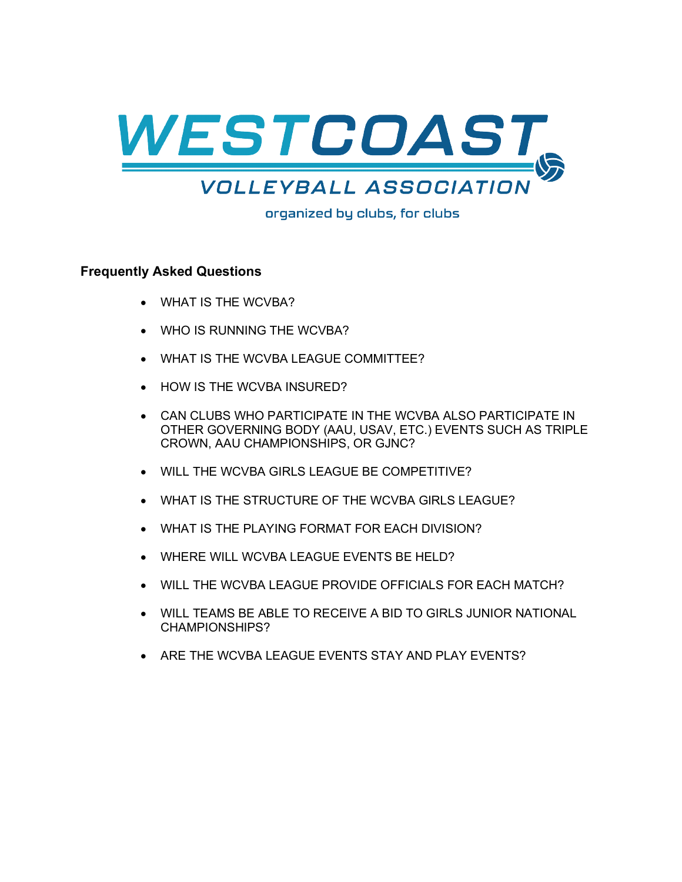# WESTCOAST VOLLEYBALL ASSOCIATION

organized by clubs, for clubs

**Frequently Asked Questions**

- WHAT IS THE WCVBA?
- WHO IS RUNNING THE WCVBA?
- WHAT IS THE WCVBA LEAGUE COMMITTEE?
- HOW IS THE WCVBA INSURED?
- CAN CLUBS WHO PARTICIPATE IN THE WCVBA ALSO PARTICIPATE IN OTHER GOVERNING BODY (AAU, USAV, ETC.) EVENTS SUCH AS TRIPLE CROWN, AAU CHAMPIONSHIPS, OR GJNC?
- WILL THE WCVBA GIRLS LEAGUE BE COMPETITIVE?
- WHAT IS THE STRUCTURE OF THE WCVBA GIRLS LEAGUE?
- WHAT IS THE PLAYING FORMAT FOR EACH DIVISION?
- WHERE WILL WCVBA LEAGUE EVENTS BE HELD?
- WILL THE WCVBA LEAGUE PROVIDE OFFICIALS FOR EACH MATCH?
- WILL TEAMS BE ABLE TO RECEIVE A BID TO GIRLS JUNIOR NATIONAL CHAMPIONSHIPS?
- ARE THE WCVBA LEAGUE EVENTS STAY AND PLAY EVENTS?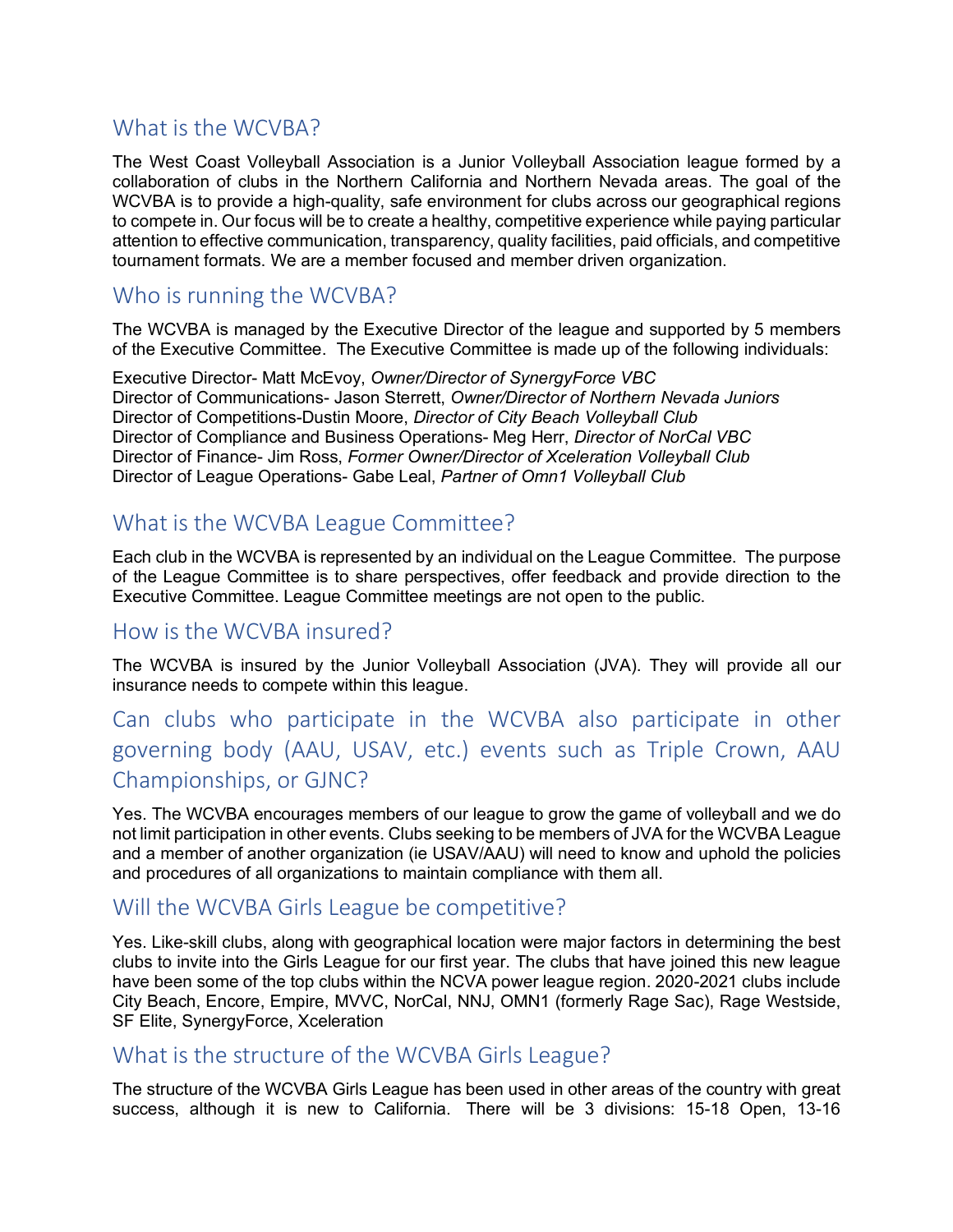## What is the WCVBA?

The West Coast Volleyball Association is a Junior Volleyball Association league formed by a collaboration of clubs in the Northern California and Northern Nevada areas. The goal of the WCVBA is to provide a high-quality, safe environment for clubs across our geographical regions to compete in. Our focus will be to create a healthy, competitive experience while paying particular attention to effective communication, transparency, quality facilities, paid officials, and competitive tournament formats. We are a member focused and member driven organization.

## Who is running the WCVBA?

The WCVBA is managed by the Executive Director of the league and supported by 5 members of the Executive Committee. The Executive Committee is made up of the following individuals:

Executive Director- Matt McEvoy, *Owner/Director of SynergyForce VBC*
Director of Communications- Jason Sterrett, *Owner/Director of Northern Nevada Juniors*
Director of Competitions-Dustin Moore, *Director of City Beach Volleyball Club*
Director of Compliance and Business Operations- Meg Herr, *Director of NorCal VBC*
Director of Finance- Jim Ross, *Former Owner/Director of Xceleration Volleyball Club*
Director of League Operations- Gabe Leal, *Partner of Omn1 Volleyball Club*

## What is the WCVBA League Committee?

Each club in the WCVBA is represented by an individual on the League Committee. The purpose of the League Committee is to share perspectives, offer feedback and provide direction to the Executive Committee. League Committee meetings are not open to the public.

## How is the WCVBA insured?

The WCVBA is insured by the Junior Volleyball Association (JVA). They will provide all our insurance needs to compete within this league.

## Can clubs who participate in the WCVBA also participate in other governing body (AAU, USAV, etc.) events such as Triple Crown, AAU Championships, or GJNC?

Yes. The WCVBA encourages members of our league to grow the game of volleyball and we do not limit participation in other events. Clubs seeking to be members of JVA for the WCVBA League and a member of another organization (ie USAV/AAU) will need to know and uphold the policies and procedures of all organizations to maintain compliance with them all.

## Will the WCVBA Girls League be competitive?

Yes. Like-skill clubs, along with geographical location were major factors in determining the best clubs to invite into the Girls League for our first year. The clubs that have joined this new league have been some of the top clubs within the NCVA power league region. 2020-2021 clubs include City Beach, Encore, Empire, MVVC, NorCal, NNJ, OMN1 (formerly Rage Sac), Rage Westside, SF Elite, SynergyForce, Xceleration

## What is the structure of the WCVBA Girls League?

The structure of the WCVBA Girls League has been used in other areas of the country with great success, although it is new to California. There will be 3 divisions: 15-18 Open, 13-16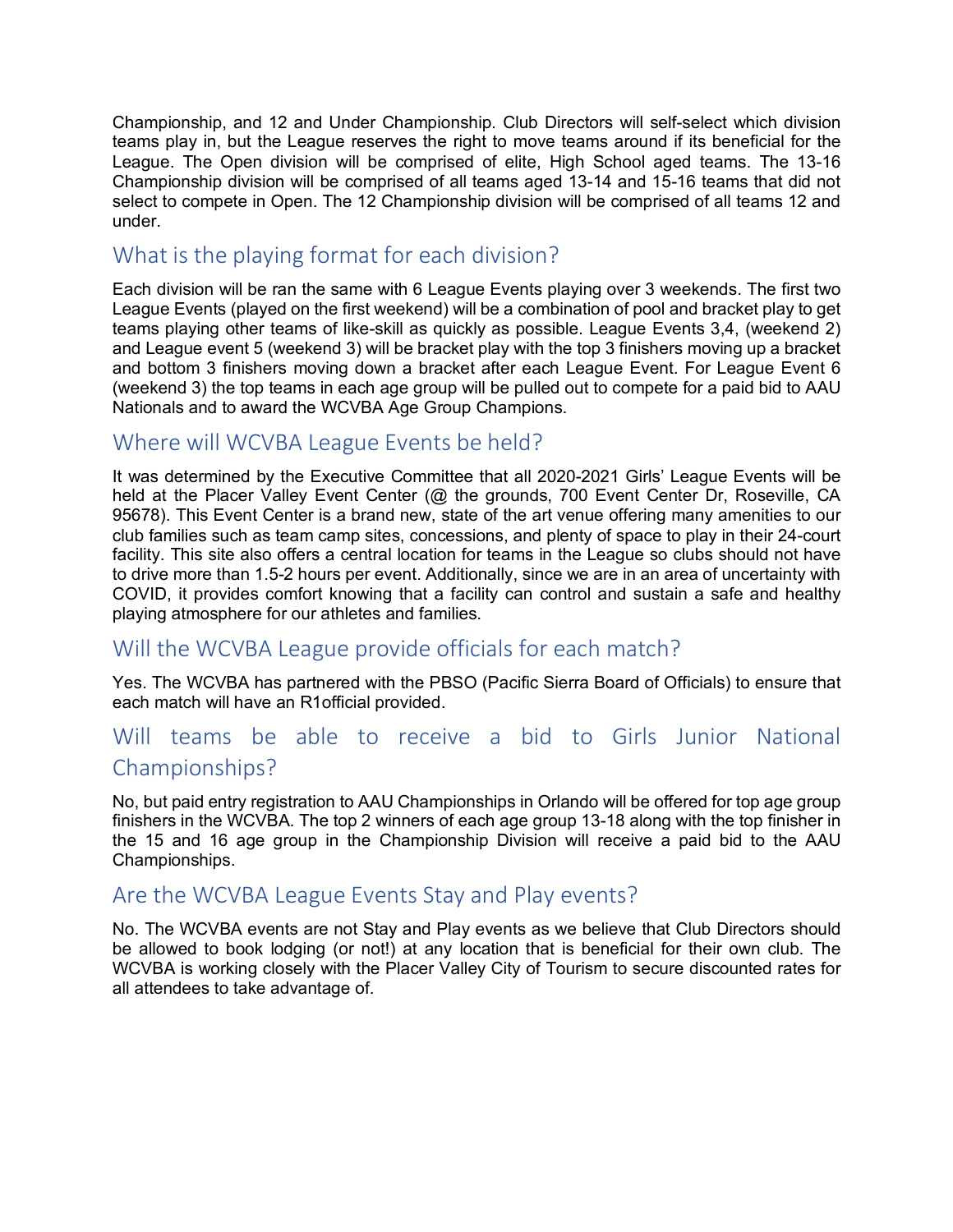Championship, and 12 and Under Championship. Club Directors will self-select which division teams play in, but the League reserves the right to move teams around if its beneficial for the League. The Open division will be comprised of elite, High School aged teams. The 13-16 Championship division will be comprised of all teams aged 13-14 and 15-16 teams that did not select to compete in Open. The 12 Championship division will be comprised of all teams 12 and under.

## What is the playing format for each division?

Each division will be ran the same with 6 League Events playing over 3 weekends. The first two League Events (played on the first weekend) will be a combination of pool and bracket play to get teams playing other teams of like-skill as quickly as possible. League Events 3,4, (weekend 2) and League event 5 (weekend 3) will be bracket play with the top 3 finishers moving up a bracket and bottom 3 finishers moving down a bracket after each League Event. For League Event 6 (weekend 3) the top teams in each age group will be pulled out to compete for a paid bid to AAU Nationals and to award the WCVBA Age Group Champions.

## Where will WCVBA League Events be held?

It was determined by the Executive Committee that all 2020-2021 Girls' League Events will be held at the Placer Valley Event Center (@ the grounds, 700 Event Center Dr, Roseville, CA 95678). This Event Center is a brand new, state of the art venue offering many amenities to our club families such as team camp sites, concessions, and plenty of space to play in their 24-court facility. This site also offers a central location for teams in the League so clubs should not have to drive more than 1.5-2 hours per event. Additionally, since we are in an area of uncertainty with COVID, it provides comfort knowing that a facility can control and sustain a safe and healthy playing atmosphere for our athletes and families.

## Will the WCVBA League provide officials for each match?

Yes. The WCVBA has partnered with the PBSO (Pacific Sierra Board of Officials) to ensure that each match will have an R1official provided.

## Will teams be able to receive a bid to Girls Junior National Championships?

No, but paid entry registration to AAU Championships in Orlando will be offered for top age group finishers in the WCVBA. The top 2 winners of each age group 13-18 along with the top finisher in the 15 and 16 age group in the Championship Division will receive a paid bid to the AAU Championships.

## Are the WCVBA League Events Stay and Play events?

No. The WCVBA events are not Stay and Play events as we believe that Club Directors should be allowed to book lodging (or not!) at any location that is beneficial for their own club. The WCVBA is working closely with the Placer Valley City of Tourism to secure discounted rates for all attendees to take advantage of.